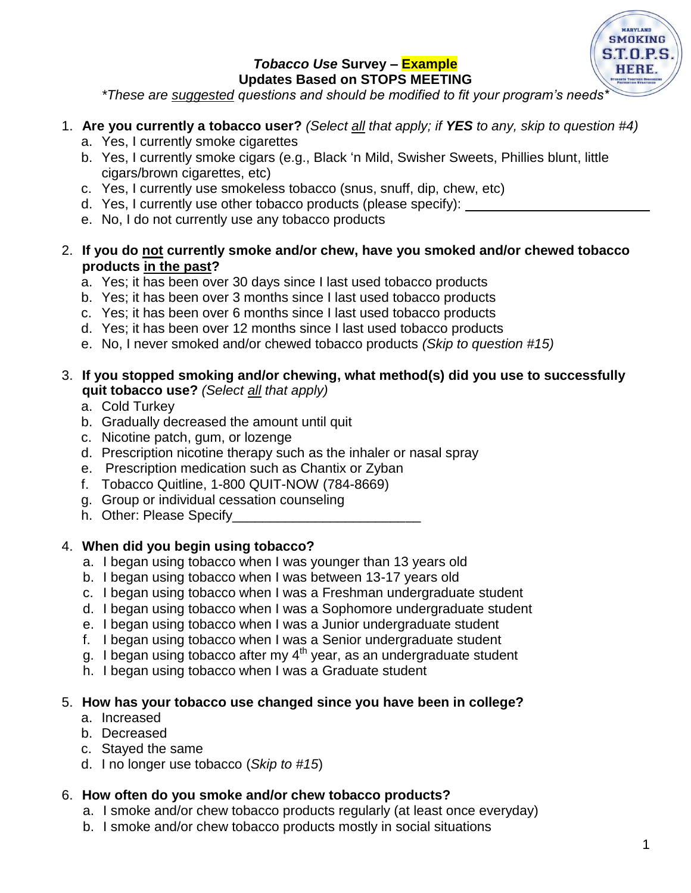# *Tobacco Use* Survey – Example
## Updates Based on STOPS MEETING

*\*These are suggested questions and should be modified to fit your program's needs\**

1. **Are you currently a tobacco user?** *(Select all that apply; if **YES** to any, skip to question #4)*
   a. Yes, I currently smoke cigarettes
   b. Yes, I currently smoke cigars (e.g., Black 'n Mild, Swisher Sweets, Phillies blunt, little cigars/brown cigarettes, etc)
   c. Yes, I currently use smokeless tobacco (snus, snuff, dip, chew, etc)
   d. Yes, I currently use other tobacco products (please specify): ____________________
   e. No, I do not currently use any tobacco products

2. **If you do not currently smoke and/or chew, have you smoked and/or chewed tobacco products in the past?**
   a. Yes; it has been over 30 days since I last used tobacco products
   b. Yes; it has been over 3 months since I last used tobacco products
   c. Yes; it has been over 6 months since I last used tobacco products
   d. Yes; it has been over 12 months since I last used tobacco products
   e. No, I never smoked and/or chewed tobacco products *(Skip to question #15)*

3. **If you stopped smoking and/or chewing, what method(s) did you use to successfully quit tobacco use?** *(Select all that apply)*
   a. Cold Turkey
   b. Gradually decreased the amount until quit
   c. Nicotine patch, gum, or lozenge
   d. Prescription nicotine therapy such as the inhaler or nasal spray
   e. Prescription medication such as Chantix or Zyban
   f. Tobacco Quitline, 1-800 QUIT-NOW (784-8669)
   g. Group or individual cessation counseling
   h. Other: Please Specify_________________________

4. **When did you begin using tobacco?**
   a. I began using tobacco when I was younger than 13 years old
   b. I began using tobacco when I was between 13-17 years old
   c. I began using tobacco when I was a Freshman undergraduate student
   d. I began using tobacco when I was a Sophomore undergraduate student
   e. I began using tobacco when I was a Junior undergraduate student
   f. I began using tobacco when I was a Senior undergraduate student
   g. I began using tobacco after my 4th year, as an undergraduate student
   h. I began using tobacco when I was a Graduate student

5. **How has your tobacco use changed since you have been in college?**
   a. Increased
   b. Decreased
   c. Stayed the same
   d. I no longer use tobacco (*Skip to #15*)

6. **How often do you smoke and/or chew tobacco products?**
   a. I smoke and/or chew tobacco products regularly (at least once everyday)
   b. I smoke and/or chew tobacco products mostly in social situations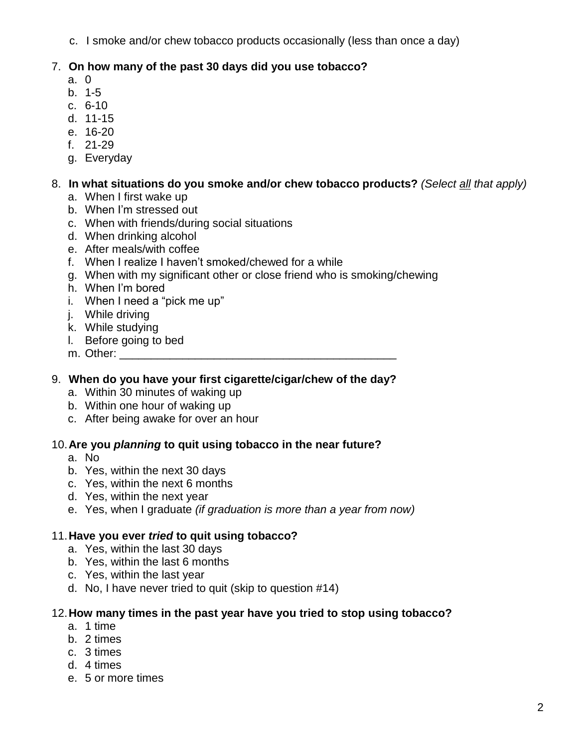c. I smoke and/or chew tobacco products occasionally (less than once a day)

7. **On how many of the past 30 days did you use tobacco?**
   a. 0
   b. 1-5
   c. 6-10
   d. 11-15
   e. 16-20
   f. 21-29
   g. Everyday

8. **In what situations do you smoke and/or chew tobacco products?** *(Select <u>all</u> that apply)*
   a. When I first wake up
   b. When I'm stressed out
   c. When with friends/during social situations
   d. When drinking alcohol
   e. After meals/with coffee
   f. When I realize I haven't smoked/chewed for a while
   g. When with my significant other or close friend who is smoking/chewing
   h. When I'm bored
   i. When I need a "pick me up"
   j. While driving
   k. While studying
   l. Before going to bed
   m. Other: ____________________________________________

9. **When do you have your first cigarette/cigar/chew of the day?**
   a. Within 30 minutes of waking up
   b. Within one hour of waking up
   c. After being awake for over an hour

10. **Are you *planning* to quit using tobacco in the near future?**
    a. No
    b. Yes, within the next 30 days
    c. Yes, within the next 6 months
    d. Yes, within the next year
    e. Yes, when I graduate *(if graduation is more than a year from now)*

11. **Have you ever *tried* to quit using tobacco?**
    a. Yes, within the last 30 days
    b. Yes, within the last 6 months
    c. Yes, within the last year
    d. No, I have never tried to quit (skip to question #14)

12. **How many times in the past year have you tried to stop using tobacco?**
    a. 1 time
    b. 2 times
    c. 3 times
    d. 4 times
    e. 5 or more times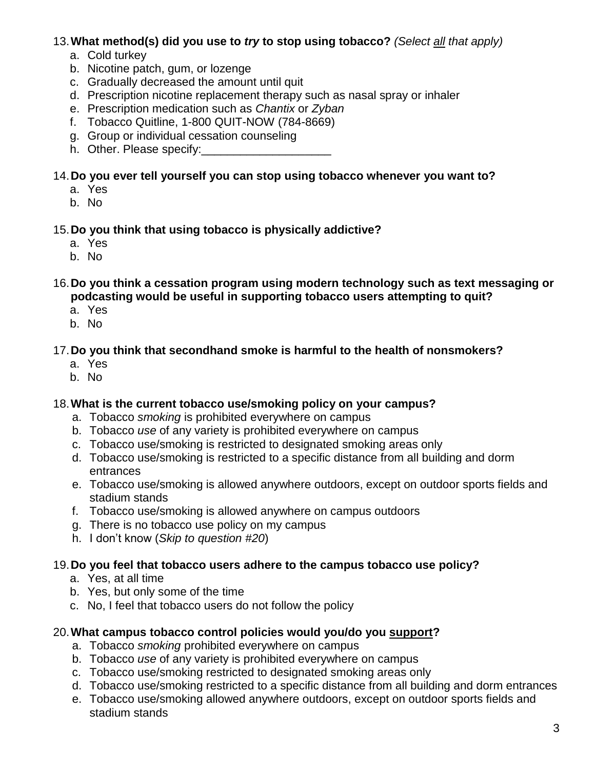13. **What method(s) did you use to *try* to stop using tobacco?** *(Select all that apply)*
    a. Cold turkey
    b. Nicotine patch, gum, or lozenge
    c. Gradually decreased the amount until quit
    d. Prescription nicotine replacement therapy such as nasal spray or inhaler
    e. Prescription medication such as *Chantix* or *Zyban*
    f. Tobacco Quitline, 1-800 QUIT-NOW (784-8669)
    g. Group or individual cessation counseling
    h. Other. Please specify:____________________

14. **Do you ever tell yourself you can stop using tobacco whenever you want to?**
    a. Yes
    b. No

15. **Do you think that using tobacco is physically addictive?**
    a. Yes
    b. No

16. **Do you think a cessation program using modern technology such as text messaging or podcasting would be useful in supporting tobacco users attempting to quit?**
    a. Yes
    b. No

17. **Do you think that secondhand smoke is harmful to the health of nonsmokers?**
    a. Yes
    b. No

18. **What is the current tobacco use/smoking policy on your campus?**
    a. Tobacco *smoking* is prohibited everywhere on campus
    b. Tobacco *use* of any variety is prohibited everywhere on campus
    c. Tobacco use/smoking is restricted to designated smoking areas only
    d. Tobacco use/smoking is restricted to a specific distance from all building and dorm entrances
    e. Tobacco use/smoking is allowed anywhere outdoors, except on outdoor sports fields and stadium stands
    f. Tobacco use/smoking is allowed anywhere on campus outdoors
    g. There is no tobacco use policy on my campus
    h. I don't know (*Skip to question #20*)

19. **Do you feel that tobacco users adhere to the campus tobacco use policy?**
    a. Yes, at all time
    b. Yes, but only some of the time
    c. No, I feel that tobacco users do not follow the policy

20. **What campus tobacco control policies would you/do you support?**
    a. Tobacco *smoking* prohibited everywhere on campus
    b. Tobacco *use* of any variety is prohibited everywhere on campus
    c. Tobacco use/smoking restricted to designated smoking areas only
    d. Tobacco use/smoking restricted to a specific distance from all building and dorm entrances
    e. Tobacco use/smoking allowed anywhere outdoors, except on outdoor sports fields and stadium stands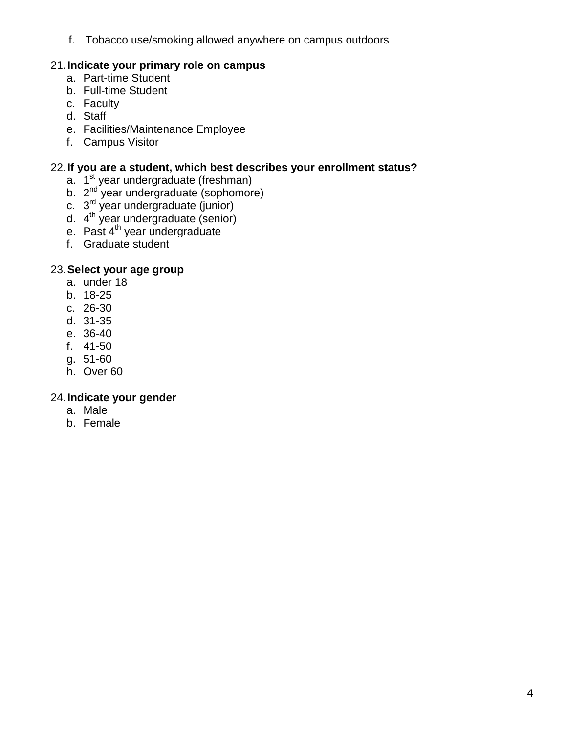f. Tobacco use/smoking allowed anywhere on campus outdoors

21. **Indicate your primary role on campus**
    a. Part-time Student
    b. Full-time Student
    c. Faculty
    d. Staff
    e. Facilities/Maintenance Employee
    f. Campus Visitor

22. **If you are a student, which best describes your enrollment status?**
    a. 1st year undergraduate (freshman)
    b. 2nd year undergraduate (sophomore)
    c. 3rd year undergraduate (junior)
    d. 4th year undergraduate (senior)
    e. Past 4th year undergraduate
    f. Graduate student

23. **Select your age group**
    a. under 18
    b. 18-25
    c. 26-30
    d. 31-35
    e. 36-40
    f. 41-50
    g. 51-60
    h. Over 60

24. **Indicate your gender**
    a. Male
    b. Female